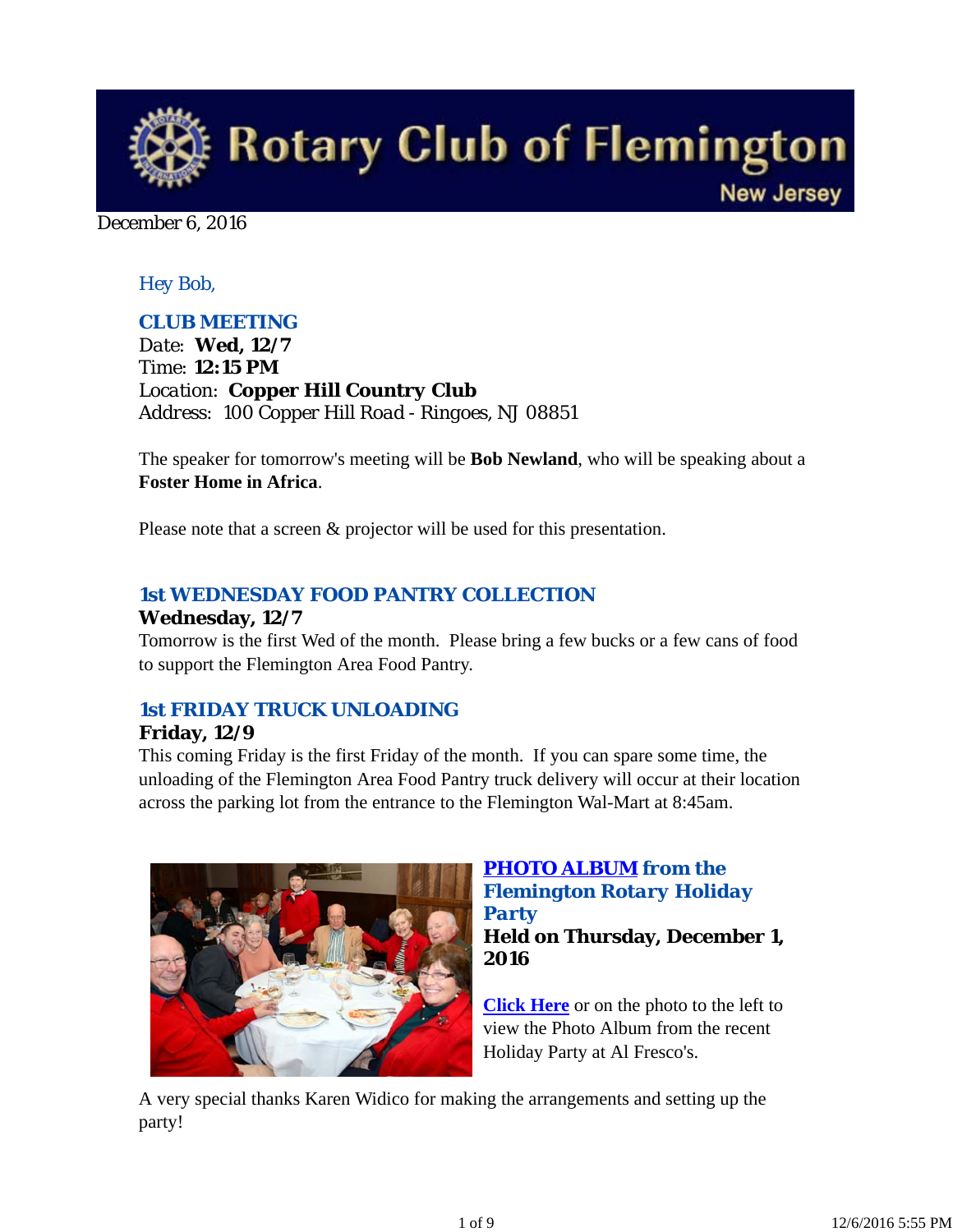# Rotary Club of Flemington

New Jersey

December 6, 2016

Hey Bob,

### CLUB MEETING

Date: **Wed, 12/7**
Time: **12:15 PM**
Location: **Copper Hill Country Club**
Address: 100 Copper Hill Road - Ringoes, NJ 08851

The speaker for tomorrow's meeting will be **Bob Newland**, who will be speaking about a **Foster Home in Africa**.

Please note that a screen & projector will be used for this presentation.

### 1st WEDNESDAY FOOD PANTRY COLLECTION

**Wednesday, 12/7**

Tomorrow is the first Wed of the month. Please bring a few bucks or a few cans of food to support the Flemington Area Food Pantry.

### 1st FRIDAY TRUCK UNLOADING

**Friday, 12/9**

This coming Friday is the first Friday of the month. If you can spare some time, the unloading of the Flemington Area Food Pantry truck delivery will occur at their location across the parking lot from the entrance to the Flemington Wal-Mart at 8:45am.

### PHOTO ALBUM from the Flemington Rotary Holiday Party

**Held on Thursday, December 1, 2016**

**Click Here** or on the photo to the left to view the Photo Album from the recent Holiday Party at Al Fresco's.

A very special thanks Karen Widico for making the arrangements and setting up the party!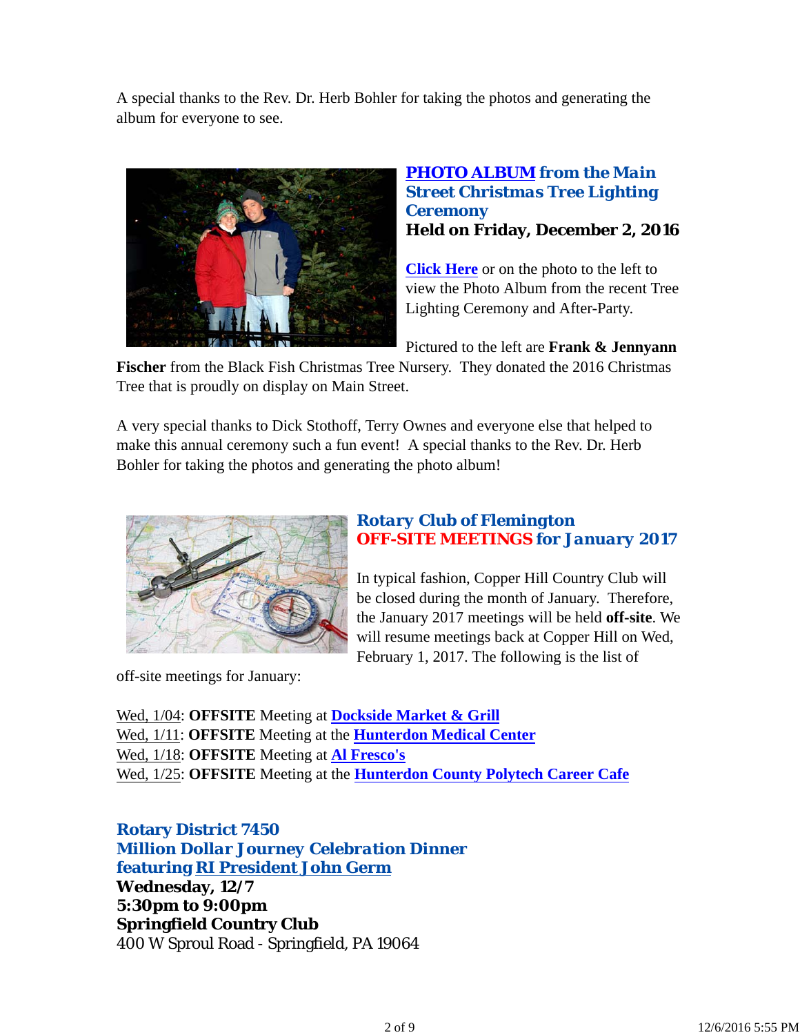A special thanks to the Rev. Dr. Herb Bohler for taking the photos and generating the album for everyone to see.

### PHOTO ALBUM from the Main Street Christmas Tree Lighting Ceremony

**Held on Friday, December 2, 2016**

Click Here or on the photo to the left to view the Photo Album from the recent Tree Lighting Ceremony and After-Party.

Pictured to the left are **Frank & Jennyann Fischer** from the Black Fish Christmas Tree Nursery. They donated the 2016 Christmas Tree that is proudly on display on Main Street.

A very special thanks to Dick Stothoff, Terry Ownes and everyone else that helped to make this annual ceremony such a fun event! A special thanks to the Rev. Dr. Herb Bohler for taking the photos and generating the photo album!

### Rotary Club of Flemington
### OFF-SITE MEETINGS for January 2017

In typical fashion, Copper Hill Country Club will be closed during the month of January. Therefore, the January 2017 meetings will be held **off-site**. We will resume meetings back at Copper Hill on Wed, February 1, 2017. The following is the list of off-site meetings for January:

Wed, 1/04: **OFFSITE** Meeting at **Dockside Market & Grill**
Wed, 1/11: **OFFSITE** Meeting at the **Hunterdon Medical Center**
Wed, 1/18: **OFFSITE** Meeting at **Al Fresco's**
Wed, 1/25: **OFFSITE** Meeting at the **Hunterdon County Polytech Career Cafe**

### Rotary District 7450
### Million Dollar Journey Celebration Dinner
### featuring RI President John Germ

**Wednesday, 12/7**
**5:30pm to 9:00pm**
**Springfield Country Club**
400 W Sproul Road - Springfield, PA 19064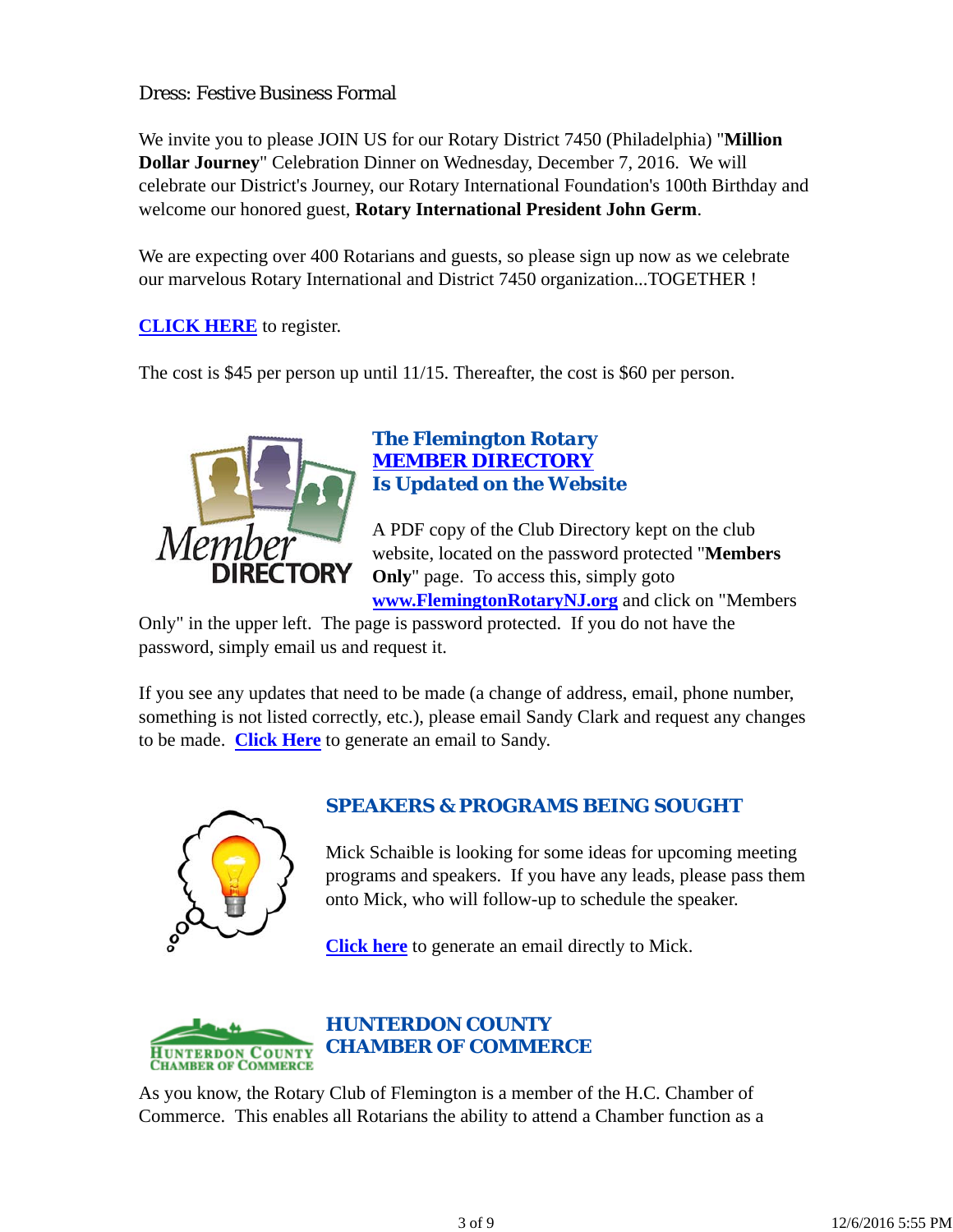Dress: Festive Business Formal

We invite you to please JOIN US for our Rotary District 7450 (Philadelphia) "**Million Dollar Journey**" Celebration Dinner on Wednesday, December 7, 2016. We will celebrate our District's Journey, our Rotary International Foundation's 100th Birthday and welcome our honored guest, **Rotary International President John Germ**.

We are expecting over 400 Rotarians and guests, so please sign up now as we celebrate our marvelous Rotary International and District 7450 organization...TOGETHER !

**CLICK HERE** to register.

The cost is $45 per person up until 11/15. Thereafter, the cost is $60 per person.

## The Flemington Rotary MEMBER DIRECTORY Is Updated on the Website

A PDF copy of the Club Directory kept on the club website, located on the password protected "**Members Only**" page. To access this, simply goto **www.FlemingtonRotaryNJ.org** and click on "Members Only" in the upper left. The page is password protected. If you do not have the password, simply email us and request it.

If you see any updates that need to be made (a change of address, email, phone number, something is not listed correctly, etc.), please email Sandy Clark and request any changes to be made. **Click Here** to generate an email to Sandy.

## SPEAKERS & PROGRAMS BEING SOUGHT

Mick Schaible is looking for some ideas for upcoming meeting programs and speakers. If you have any leads, please pass them onto Mick, who will follow-up to schedule the speaker.

**Click here** to generate an email directly to Mick.

## HUNTERDON COUNTY CHAMBER OF COMMERCE

As you know, the Rotary Club of Flemington is a member of the H.C. Chamber of Commerce. This enables all Rotarians the ability to attend a Chamber function as a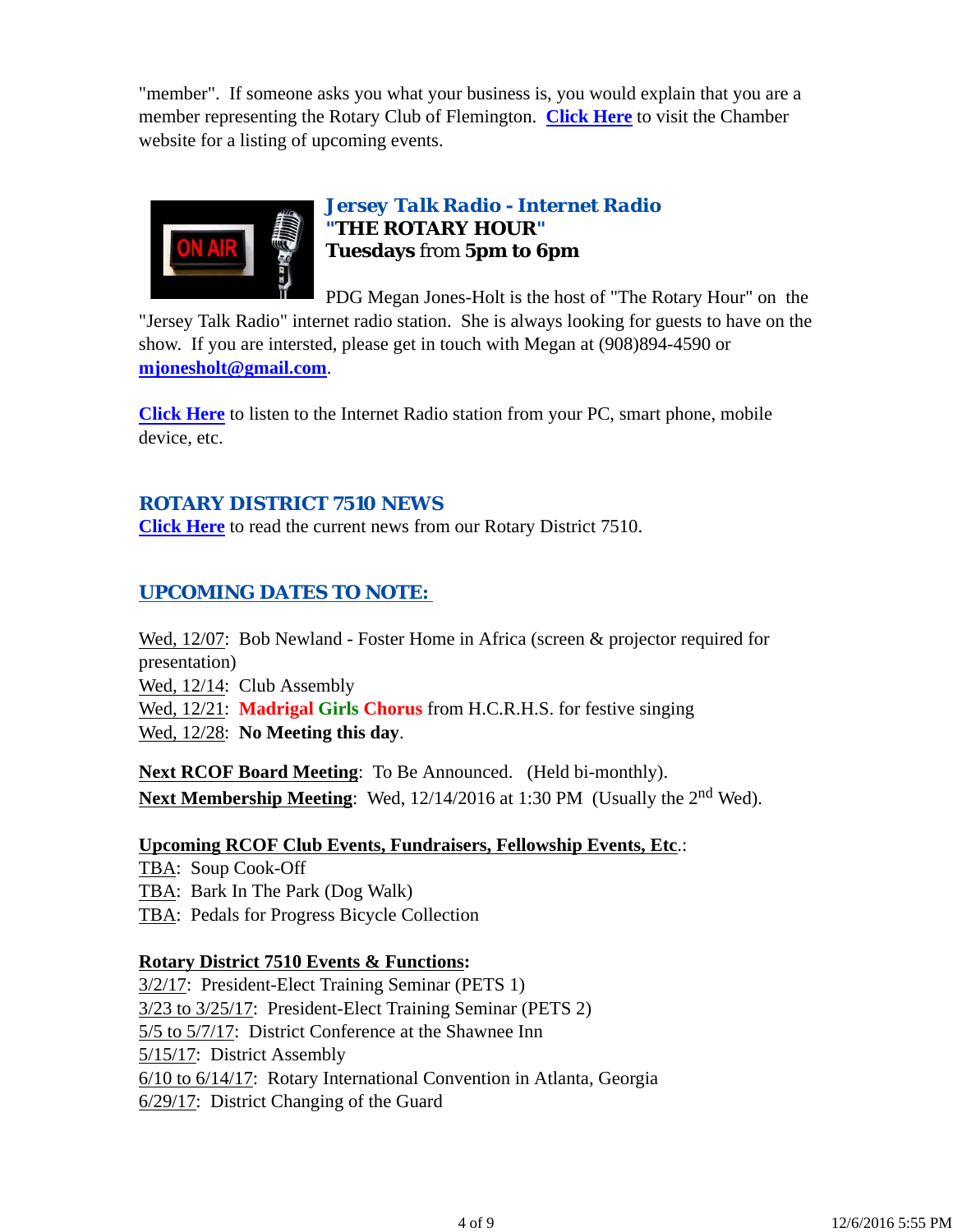"member". If someone asks you what your business is, you would explain that you are a member representing the Rotary Club of Flemington. **Click Here** to visit the Chamber website for a listing of upcoming events.

### Jersey Talk Radio - Internet Radio
**"THE ROTARY HOUR"**
**Tuesdays** from **5pm to 6pm**

PDG Megan Jones-Holt is the host of "The Rotary Hour" on the "Jersey Talk Radio" internet radio station. She is always looking for guests to have on the show. If you are intersted, please get in touch with Megan at (908)894-4590 or **mjonesholt@gmail.com**.

**Click Here** to listen to the Internet Radio station from your PC, smart phone, mobile device, etc.

## ROTARY DISTRICT 7510 NEWS

**Click Here** to read the current news from our Rotary District 7510.

## UPCOMING DATES TO NOTE:

Wed, 12/07: Bob Newland - Foster Home in Africa (screen & projector required for presentation)
Wed, 12/14: Club Assembly
Wed, 12/21: **Madrigal Girls Chorus** from H.C.R.H.S. for festive singing
Wed, 12/28: **No Meeting this day**.

**Next RCOF Board Meeting**: To Be Announced. (Held bi-monthly).
**Next Membership Meeting**: Wed, 12/14/2016 at 1:30 PM (Usually the 2nd Wed).

**Upcoming RCOF Club Events, Fundraisers, Fellowship Events, Etc.**:
TBA: Soup Cook-Off
TBA: Bark In The Park (Dog Walk)
TBA: Pedals for Progress Bicycle Collection

**Rotary District 7510 Events & Functions:**
3/2/17: President-Elect Training Seminar (PETS 1)
3/23 to 3/25/17: President-Elect Training Seminar (PETS 2)
5/5 to 5/7/17: District Conference at the Shawnee Inn
5/15/17: District Assembly
6/10 to 6/14/17: Rotary International Convention in Atlanta, Georgia
6/29/17: District Changing of the Guard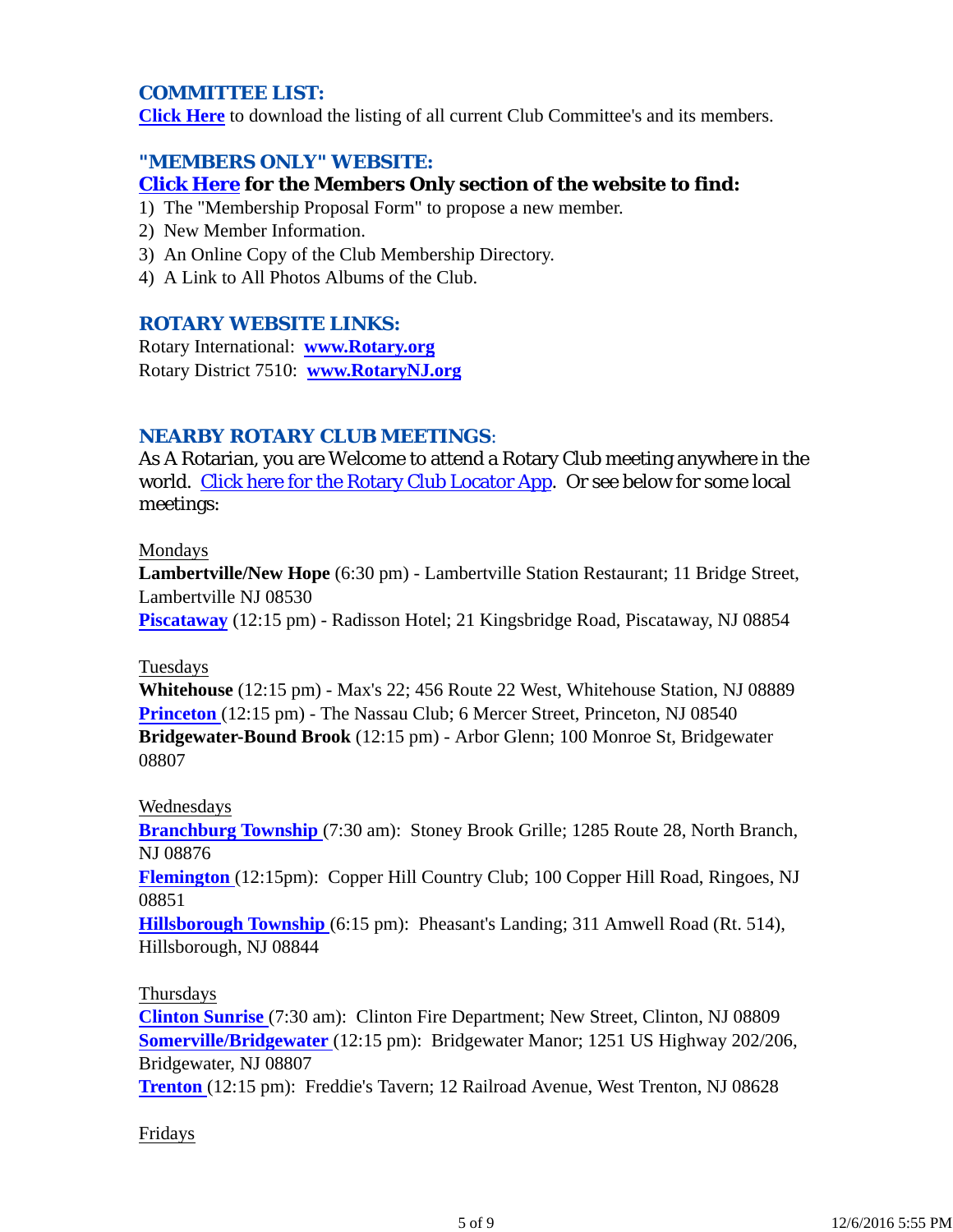### COMMITTEE LIST:

**Click Here** to download the listing of all current Club Committee's and its members.

### "MEMBERS ONLY" WEBSITE:

**Click Here for the Members Only section of the website to find:**

1) The "Membership Proposal Form" to propose a new member.
2) New Member Information.
3) An Online Copy of the Club Membership Directory.
4) A Link to All Photos Albums of the Club.

### ROTARY WEBSITE LINKS:

Rotary International: **www.Rotary.org**
Rotary District 7510: **www.RotaryNJ.org**

### NEARBY ROTARY CLUB MEETINGS:

As A Rotarian, you are Welcome to attend a Rotary Club meeting anywhere in the world. Click here for the Rotary Club Locator App. Or see below for some local meetings:

Mondays

**Lambertville/New Hope** (6:30 pm) - Lambertville Station Restaurant; 11 Bridge Street, Lambertville NJ 08530
**Piscataway** (12:15 pm) - Radisson Hotel; 21 Kingsbridge Road, Piscataway, NJ 08854

Tuesdays

**Whitehouse** (12:15 pm) - Max's 22; 456 Route 22 West, Whitehouse Station, NJ 08889
**Princeton** (12:15 pm) - The Nassau Club; 6 Mercer Street, Princeton, NJ 08540
**Bridgewater-Bound Brook** (12:15 pm) - Arbor Glenn; 100 Monroe St, Bridgewater 08807

Wednesdays

**Branchburg Township** (7:30 am): Stoney Brook Grille; 1285 Route 28, North Branch, NJ 08876
**Flemington** (12:15pm): Copper Hill Country Club; 100 Copper Hill Road, Ringoes, NJ 08851
**Hillsborough Township** (6:15 pm): Pheasant's Landing; 311 Amwell Road (Rt. 514), Hillsborough, NJ 08844

Thursdays

**Clinton Sunrise** (7:30 am): Clinton Fire Department; New Street, Clinton, NJ 08809
**Somerville/Bridgewater** (12:15 pm): Bridgewater Manor; 1251 US Highway 202/206, Bridgewater, NJ 08807
**Trenton** (12:15 pm): Freddie's Tavern; 12 Railroad Avenue, West Trenton, NJ 08628

Fridays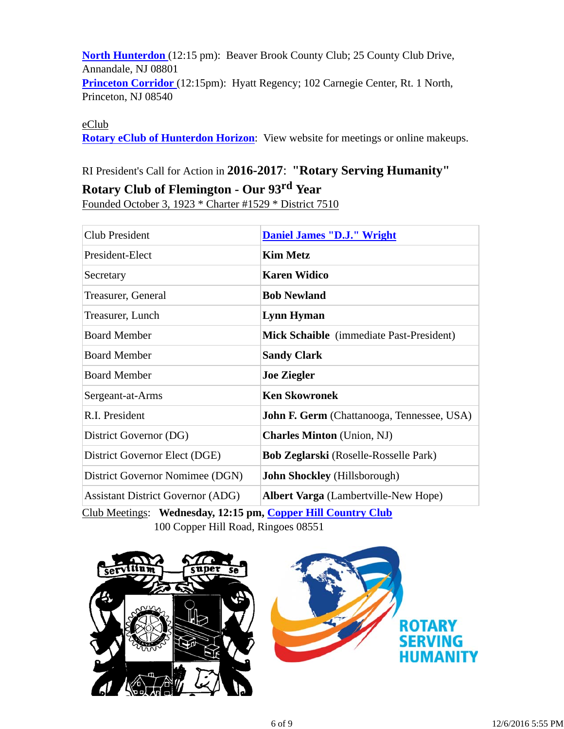**North Hunterdon** (12:15 pm): Beaver Brook County Club; 25 County Club Drive, Annandale, NJ 08801
**Princeton Corridor** (12:15pm): Hyatt Regency; 102 Carnegie Center, Rt. 1 North, Princeton, NJ 08540

eClub
**Rotary eClub of Hunterdon Horizon**: View website for meetings or online makeups.

RI President's Call for Action in **2016-2017**: **"Rotary Serving Humanity"**

**Rotary Club of Flemington - Our 93rd Year**

Founded October 3, 1923 * Charter #1529 * District 7510

| | |
|---|---|
| Club President | **Daniel James "D.J." Wright** |
| President-Elect | **Kim Metz** |
| Secretary | **Karen Widico** |
| Treasurer, General | **Bob Newland** |
| Treasurer, Lunch | **Lynn Hyman** |
| Board Member | **Mick Schaible** (immediate Past-President) |
| Board Member | **Sandy Clark** |
| Board Member | **Joe Ziegler** |
| Sergeant-at-Arms | **Ken Skowronek** |
| R.I. President | **John F. Germ** (Chattanooga, Tennessee, USA) |
| District Governor (DG) | **Charles Minton** (Union, NJ) |
| District Governor Elect (DGE) | **Bob Zeglarski** (Roselle-Rosselle Park) |
| District Governor Nomimee (DGN) | **John Shockley** (Hillsborough) |
| Assistant District Governor (ADG) | **Albert Varga** (Lambertville-New Hope) |

Club Meetings: **Wednesday, 12:15 pm, Copper Hill Country Club**
100 Copper Hill Road, Ringoes 08551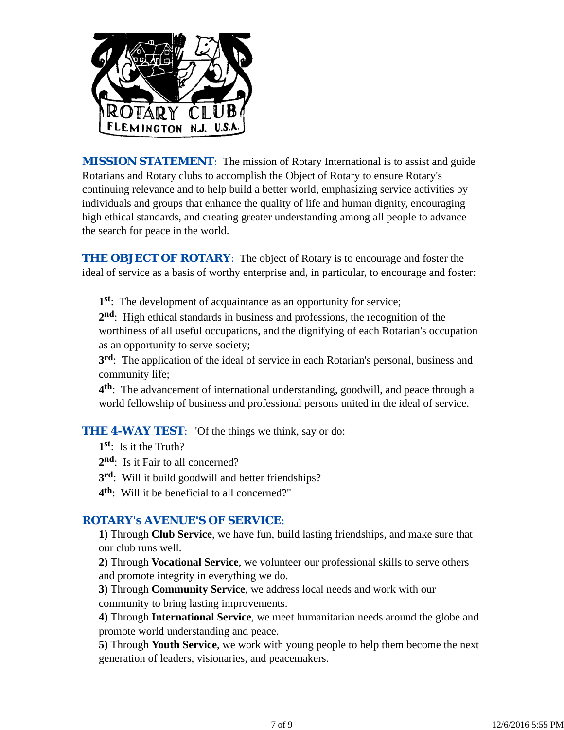**MISSION STATEMENT**: The mission of Rotary International is to assist and guide Rotarians and Rotary clubs to accomplish the Object of Rotary to ensure Rotary's continuing relevance and to help build a better world, emphasizing service activities by individuals and groups that enhance the quality of life and human dignity, encouraging high ethical standards, and creating greater understanding among all people to advance the search for peace in the world.

**THE OBJECT OF ROTARY**: The object of Rotary is to encourage and foster the ideal of service as a basis of worthy enterprise and, in particular, to encourage and foster:

**1st**: The development of acquaintance as an opportunity for service;
**2nd**: High ethical standards in business and professions, the recognition of the worthiness of all useful occupations, and the dignifying of each Rotarian's occupation as an opportunity to serve society;
**3rd**: The application of the ideal of service in each Rotarian's personal, business and community life;
**4th**: The advancement of international understanding, goodwill, and peace through a world fellowship of business and professional persons united in the ideal of service.

**THE 4-WAY TEST**: "Of the things we think, say or do:

**1st**: Is it the Truth?
**2nd**: Is it Fair to all concerned?
**3rd**: Will it build goodwill and better friendships?
**4th**: Will it be beneficial to all concerned?"

**ROTARY's AVENUE'S OF SERVICE**:

**1)** Through **Club Service**, we have fun, build lasting friendships, and make sure that our club runs well.
**2)** Through **Vocational Service**, we volunteer our professional skills to serve others and promote integrity in everything we do.
**3)** Through **Community Service**, we address local needs and work with our community to bring lasting improvements.
**4)** Through **International Service**, we meet humanitarian needs around the globe and promote world understanding and peace.
**5)** Through **Youth Service**, we work with young people to help them become the next generation of leaders, visionaries, and peacemakers.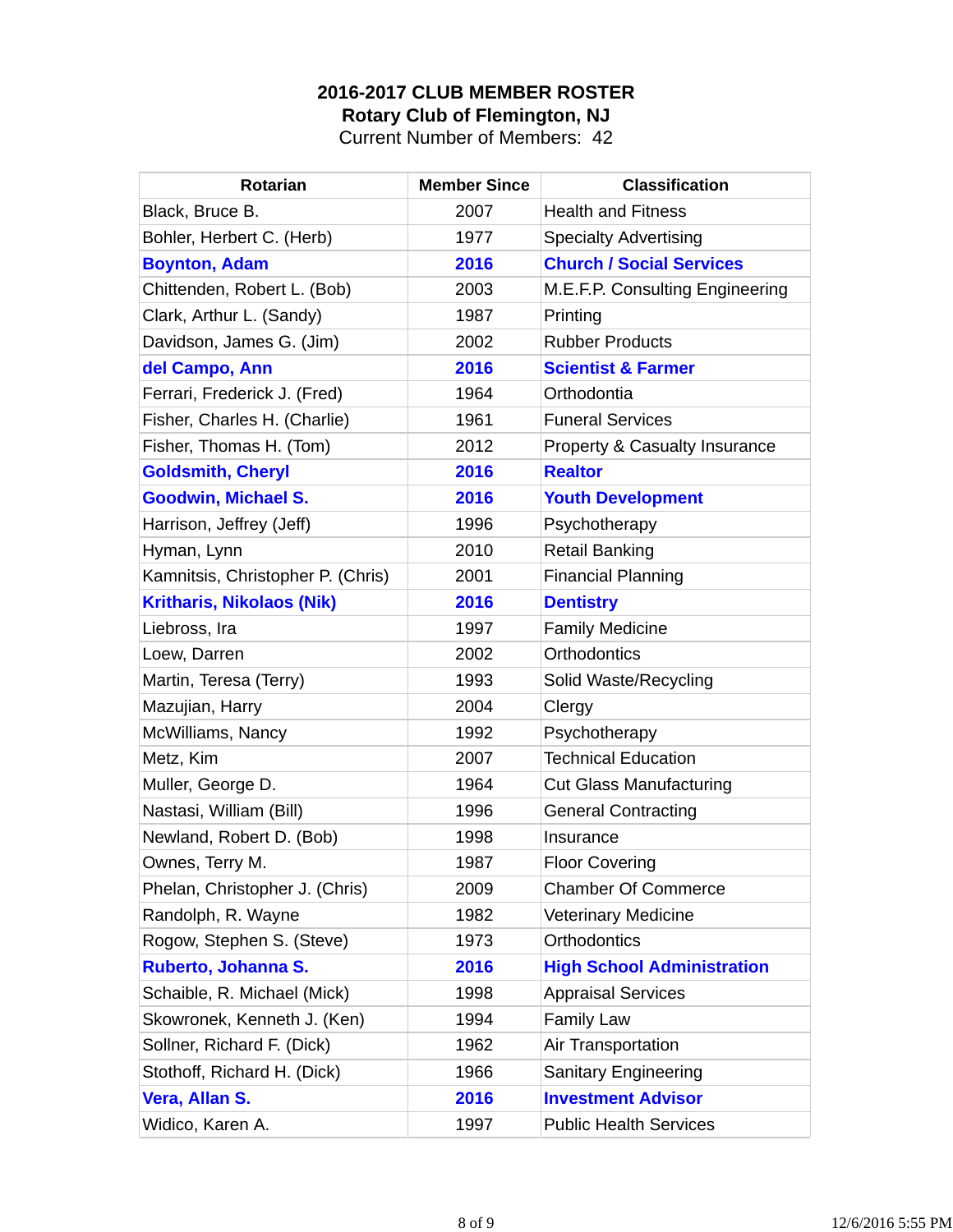**2016-2017 CLUB MEMBER ROSTER**
**Rotary Club of Flemington, NJ**
Current Number of Members: 42

| Rotarian | Member Since | Classification |
|---|---|---|
| Black, Bruce B. | 2007 | Health and Fitness |
| Bohler, Herbert C. (Herb) | 1977 | Specialty Advertising |
| **Boynton, Adam** | **2016** | **Church / Social Services** |
| Chittenden, Robert L. (Bob) | 2003 | M.E.F.P. Consulting Engineering |
| Clark, Arthur L. (Sandy) | 1987 | Printing |
| Davidson, James G. (Jim) | 2002 | Rubber Products |
| **del Campo, Ann** | **2016** | **Scientist & Farmer** |
| Ferrari, Frederick J. (Fred) | 1964 | Orthodontia |
| Fisher, Charles H. (Charlie) | 1961 | Funeral Services |
| Fisher, Thomas H. (Tom) | 2012 | Property & Casualty Insurance |
| **Goldsmith, Cheryl** | **2016** | **Realtor** |
| **Goodwin, Michael S.** | **2016** | **Youth Development** |
| Harrison, Jeffrey (Jeff) | 1996 | Psychotherapy |
| Hyman, Lynn | 2010 | Retail Banking |
| Kamnitsis, Christopher P. (Chris) | 2001 | Financial Planning |
| **Kritharis, Nikolaos (Nik)** | **2016** | **Dentistry** |
| Liebross, Ira | 1997 | Family Medicine |
| Loew, Darren | 2002 | Orthodontics |
| Martin, Teresa (Terry) | 1993 | Solid Waste/Recycling |
| Mazujian, Harry | 2004 | Clergy |
| McWilliams, Nancy | 1992 | Psychotherapy |
| Metz, Kim | 2007 | Technical Education |
| Muller, George D. | 1964 | Cut Glass Manufacturing |
| Nastasi, William (Bill) | 1996 | General Contracting |
| Newland, Robert D. (Bob) | 1998 | Insurance |
| Ownes, Terry M. | 1987 | Floor Covering |
| Phelan, Christopher J. (Chris) | 2009 | Chamber Of Commerce |
| Randolph, R. Wayne | 1982 | Veterinary Medicine |
| Rogow, Stephen S. (Steve) | 1973 | Orthodontics |
| **Ruberto, Johanna S.** | **2016** | **High School Administration** |
| Schaible, R. Michael (Mick) | 1998 | Appraisal Services |
| Skowronek, Kenneth J. (Ken) | 1994 | Family Law |
| Sollner, Richard F. (Dick) | 1962 | Air Transportation |
| Stothoff, Richard H. (Dick) | 1966 | Sanitary Engineering |
| **Vera, Allan S.** | **2016** | **Investment Advisor** |
| Widico, Karen A. | 1997 | Public Health Services |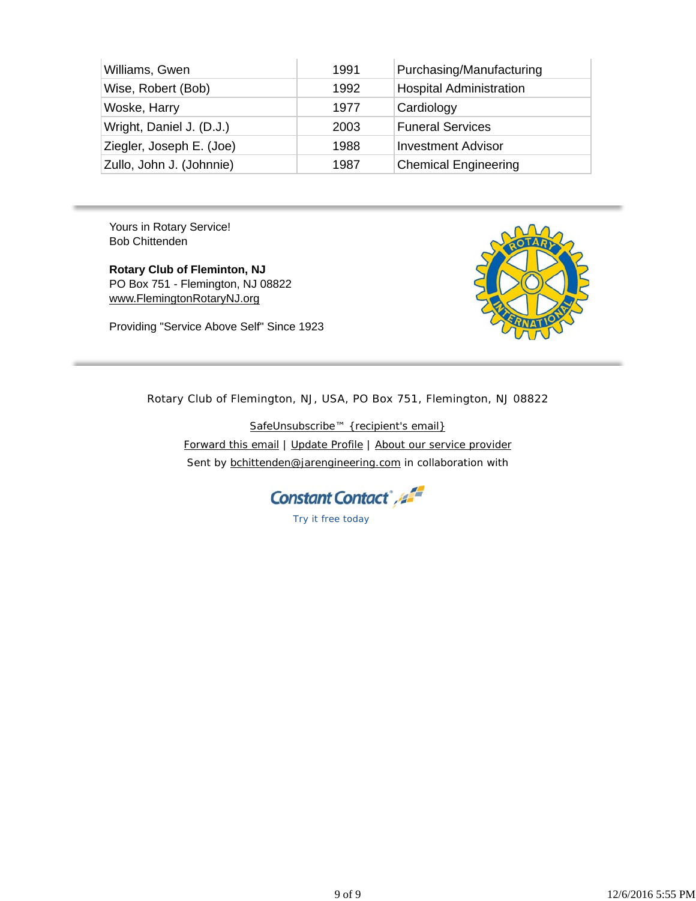| | | |
|---|---|---|
| Williams, Gwen | 1991 | Purchasing/Manufacturing |
| Wise, Robert (Bob) | 1992 | Hospital Administration |
| Woske, Harry | 1977 | Cardiology |
| Wright, Daniel J. (D.J.) | 2003 | Funeral Services |
| Ziegler, Joseph E. (Joe) | 1988 | Investment Advisor |
| Zullo, John J. (Johnnie) | 1987 | Chemical Engineering |

Yours in Rotary Service!
Bob Chittenden

**Rotary Club of Fleminton, NJ**
PO Box 751 - Flemington, NJ 08822
www.FlemingtonRotaryNJ.org

Providing "Service Above Self" Since 1923

Rotary Club of Flemington, NJ, USA, PO Box 751, Flemington, NJ 08822

SafeUnsubscribe™ {recipient's email}

Forward this email | Update Profile | About our service provider

Sent by bchittenden@jarengineering.com in collaboration with

Constant Contact

Try it free today